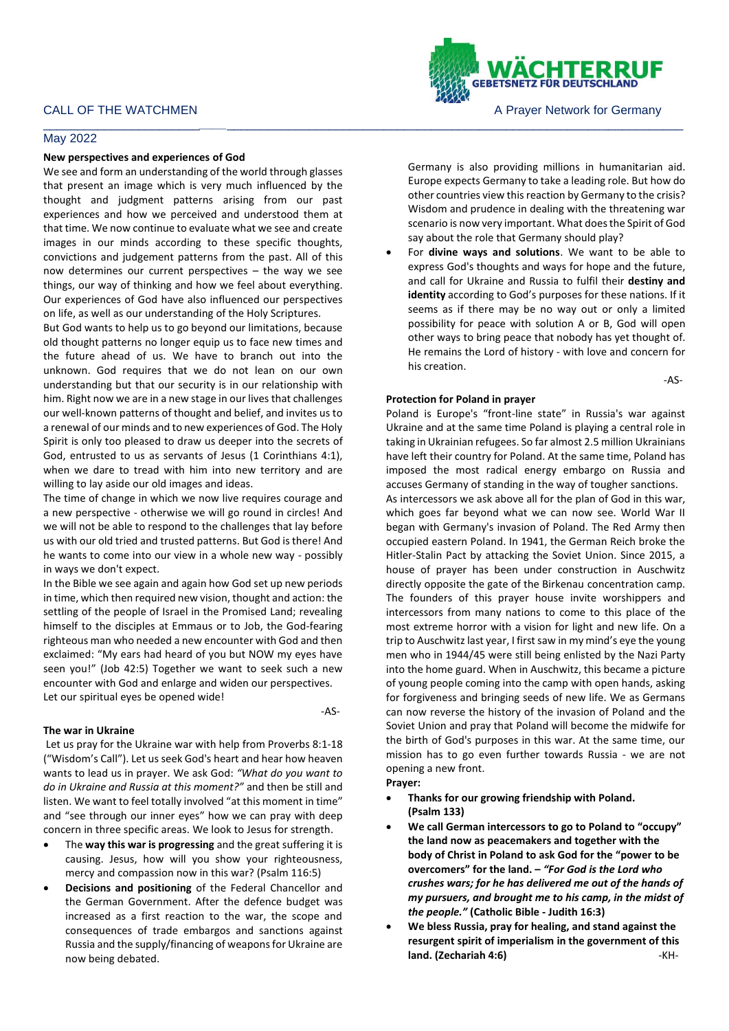CALL OF THE WATCHMEN

WÄCHTERRUF
GEBETSNETZ FÜR DEUTSCHLAND

A Prayer Network for Germany

May 2022

**New perspectives and experiences of God**

We see and form an understanding of the world through glasses that present an image which is very much influenced by the thought and judgment patterns arising from our past experiences and how we perceived and understood them at that time. We now continue to evaluate what we see and create images in our minds according to these specific thoughts, convictions and judgement patterns from the past. All of this now determines our current perspectives – the way we see things, our way of thinking and how we feel about everything. Our experiences of God have also influenced our perspectives on life, as well as our understanding of the Holy Scriptures.

But God wants to help us to go beyond our limitations, because old thought patterns no longer equip us to face new times and the future ahead of us. We have to branch out into the unknown. God requires that we do not lean on our own understanding but that our security is in our relationship with him. Right now we are in a new stage in our lives that challenges our well-known patterns of thought and belief, and invites us to a renewal of our minds and to new experiences of God. The Holy Spirit is only too pleased to draw us deeper into the secrets of God, entrusted to us as servants of Jesus (1 Corinthians 4:1), when we dare to tread with him into new territory and are willing to lay aside our old images and ideas.

The time of change in which we now live requires courage and a new perspective - otherwise we will go round in circles! And we will not be able to respond to the challenges that lay before us with our old tried and trusted patterns. But God is there! And he wants to come into our view in a whole new way - possibly in ways we don't expect.

In the Bible we see again and again how God set up new periods in time, which then required new vision, thought and action: the settling of the people of Israel in the Promised Land; revealing himself to the disciples at Emmaus or to Job, the God-fearing righteous man who needed a new encounter with God and then exclaimed: "My ears had heard of you but NOW my eyes have seen you!" (Job 42:5) Together we want to seek such a new encounter with God and enlarge and widen our perspectives.

Let our spiritual eyes be opened wide!

-AS-

**The war in Ukraine**

Let us pray for the Ukraine war with help from Proverbs 8:1-18 ("Wisdom's Call"). Let us seek God's heart and hear how heaven wants to lead us in prayer. We ask God: *"What do you want to do in Ukraine and Russia at this moment?"* and then be still and listen. We want to feel totally involved "at this moment in time" and "see through our inner eyes" how we can pray with deep concern in three specific areas. We look to Jesus for strength.

- The **way this war is progressing** and the great suffering it is causing. Jesus, how will you show your righteousness, mercy and compassion now in this war? (Psalm 116:5)
- **Decisions and positioning** of the Federal Chancellor and the German Government. After the defence budget was increased as a first reaction to the war, the scope and consequences of trade embargos and sanctions against Russia and the supply/financing of weapons for Ukraine are now being debated. Germany is also providing millions in humanitarian aid. Europe expects Germany to take a leading role. But how do other countries view this reaction by Germany to the crisis? Wisdom and prudence in dealing with the threatening war scenario is now very important. What does the Spirit of God say about the role that Germany should play?
- For **divine ways and solutions**. We want to be able to express God's thoughts and ways for hope and the future, and call for Ukraine and Russia to fulfil their **destiny and identity** according to God's purposes for these nations. If it seems as if there may be no way out or only a limited possibility for peace with solution A or B, God will open other ways to bring peace that nobody has yet thought of. He remains the Lord of history - with love and concern for his creation.

-AS-

**Protection for Poland in prayer**

Poland is Europe's "front-line state" in Russia's war against Ukraine and at the same time Poland is playing a central role in taking in Ukrainian refugees. So far almost 2.5 million Ukrainians have left their country for Poland. At the same time, Poland has imposed the most radical energy embargo on Russia and accuses Germany of standing in the way of tougher sanctions.

As intercessors we ask above all for the plan of God in this war, which goes far beyond what we can now see. World War II began with Germany's invasion of Poland. The Red Army then occupied eastern Poland. In 1941, the German Reich broke the Hitler-Stalin Pact by attacking the Soviet Union. Since 2015, a house of prayer has been under construction in Auschwitz directly opposite the gate of the Birkenau concentration camp. The founders of this prayer house invite worshippers and intercessors from many nations to come to this place of the most extreme horror with a vision for light and new life. On a trip to Auschwitz last year, I first saw in my mind's eye the young men who in 1944/45 were still being enlisted by the Nazi Party into the home guard. When in Auschwitz, this became a picture of young people coming into the camp with open hands, asking for forgiveness and bringing seeds of new life. We as Germans can now reverse the history of the invasion of Poland and the Soviet Union and pray that Poland will become the midwife for the birth of God's purposes in this war. At the same time, our mission has to go even further towards Russia - we are not opening a new front.

**Prayer:**

- **Thanks for our growing friendship with Poland. (Psalm 133)**
- **We call German intercessors to go to Poland to "occupy" the land now as peacemakers and together with the body of Christ in Poland to ask God for the "power to be overcomers" for the land. –** ***"For God is the Lord who crushes wars; for he has delivered me out of the hands of my pursuers, and brought me to his camp, in the midst of the people."*** **(Catholic Bible - Judith 16:3)**
- **We bless Russia, pray for healing, and stand against the resurgent spirit of imperialism in the government of this land. (Zechariah 4:6)**

-KH-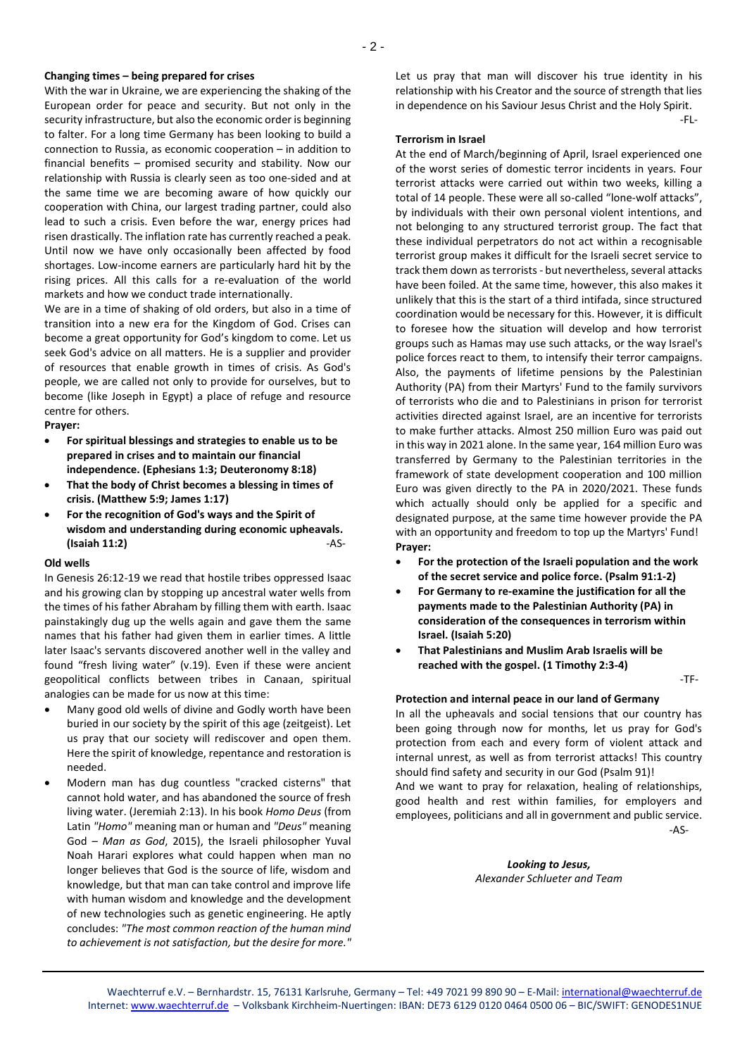### Changing times – being prepared for crises

With the war in Ukraine, we are experiencing the shaking of the European order for peace and security. But not only in the security infrastructure, but also the economic order is beginning to falter. For a long time Germany has been looking to build a connection to Russia, as economic cooperation – in addition to financial benefits – promised security and stability. Now our relationship with Russia is clearly seen as too one-sided and at the same time we are becoming aware of how quickly our cooperation with China, our largest trading partner, could also lead to such a crisis. Even before the war, energy prices had risen drastically. The inflation rate has currently reached a peak. Until now we have only occasionally been affected by food shortages. Low-income earners are particularly hard hit by the rising prices. All this calls for a re-evaluation of the world markets and how we conduct trade internationally.

We are in a time of shaking of old orders, but also in a time of transition into a new era for the Kingdom of God. Crises can become a great opportunity for God's kingdom to come. Let us seek God's advice on all matters. He is a supplier and provider of resources that enable growth in times of crisis. As God's people, we are called not only to provide for ourselves, but to become (like Joseph in Egypt) a place of refuge and resource centre for others.

**Prayer:**

- **For spiritual blessings and strategies to enable us to be prepared in crises and to maintain our financial independence. (Ephesians 1:3; Deuteronomy 8:18)**
- **That the body of Christ becomes a blessing in times of crisis. (Matthew 5:9; James 1:17)**
- **For the recognition of God's ways and the Spirit of wisdom and understanding during economic upheavals. (Isaiah 11:2)**

-AS-

### Old wells

In Genesis 26:12-19 we read that hostile tribes oppressed Isaac and his growing clan by stopping up ancestral water wells from the times of his father Abraham by filling them with earth. Isaac painstakingly dug up the wells again and gave them the same names that his father had given them in earlier times. A little later Isaac's servants discovered another well in the valley and found "fresh living water" (v.19). Even if these were ancient geopolitical conflicts between tribes in Canaan, spiritual analogies can be made for us now at this time:

- Many good old wells of divine and Godly worth have been buried in our society by the spirit of this age (zeitgeist). Let us pray that our society will rediscover and open them. Here the spirit of knowledge, repentance and restoration is needed.
- Modern man has dug countless "cracked cisterns" that cannot hold water, and has abandoned the source of fresh living water. (Jeremiah 2:13). In his book *Homo Deus* (from Latin *"Homo"* meaning man or human and *"Deus"* meaning God – *Man as God*, 2015), the Israeli philosopher Yuval Noah Harari explores what could happen when man no longer believes that God is the source of life, wisdom and knowledge, but that man can take control and improve life with human wisdom and knowledge and the development of new technologies such as genetic engineering. He aptly concludes: *"The most common reaction of the human mind to achievement is not satisfaction, but the desire for more."*

Let us pray that man will discover his true identity in his relationship with his Creator and the source of strength that lies in dependence on his Saviour Jesus Christ and the Holy Spirit.

-FL-

### Terrorism in Israel

At the end of March/beginning of April, Israel experienced one of the worst series of domestic terror incidents in years. Four terrorist attacks were carried out within two weeks, killing a total of 14 people. These were all so-called "lone-wolf attacks", by individuals with their own personal violent intentions, and not belonging to any structured terrorist group. The fact that these individual perpetrators do not act within a recognisable terrorist group makes it difficult for the Israeli secret service to track them down as terrorists - but nevertheless, several attacks have been foiled. At the same time, however, this also makes it unlikely that this is the start of a third intifada, since structured coordination would be necessary for this. However, it is difficult to foresee how the situation will develop and how terrorist groups such as Hamas may use such attacks, or the way Israel's police forces react to them, to intensify their terror campaigns. Also, the payments of lifetime pensions by the Palestinian Authority (PA) from their Martyrs' Fund to the family survivors of terrorists who die and to Palestinians in prison for terrorist activities directed against Israel, are an incentive for terrorists to make further attacks. Almost 250 million Euro was paid out in this way in 2021 alone. In the same year, 164 million Euro was transferred by Germany to the Palestinian territories in the framework of state development cooperation and 100 million Euro was given directly to the PA in 2020/2021. These funds which actually should only be applied for a specific and designated purpose, at the same time however provide the PA with an opportunity and freedom to top up the Martyrs' Fund!

**Prayer:**

- **For the protection of the Israeli population and the work of the secret service and police force. (Psalm 91:1-2)**
- **For Germany to re-examine the justification for all the payments made to the Palestinian Authority (PA) in consideration of the consequences in terrorism within Israel. (Isaiah 5:20)**
- **That Palestinians and Muslim Arab Israelis will be reached with the gospel. (1 Timothy 2:3-4)**

-TF-

### Protection and internal peace in our land of Germany

In all the upheavals and social tensions that our country has been going through now for months, let us pray for God's protection from each and every form of violent attack and internal unrest, as well as from terrorist attacks! This country should find safety and security in our God (Psalm 91)!

And we want to pray for relaxation, healing of relationships, good health and rest within families, for employers and employees, politicians and all in government and public service.

-AS-

***Looking to Jesus,***
*Alexander Schlueter and Team*

Waechterruf e.V. – Bernhardstr. 15, 76131 Karlsruhe, Germany – Tel: +49 7021 99 890 90 – E-Mail: international@waechterruf.de
Internet: www.waechterruf.de – Volksbank Kirchheim-Nuertingen: IBAN: DE73 6129 0120 0464 0500 06 – BIC/SWIFT: GENODES1NUE